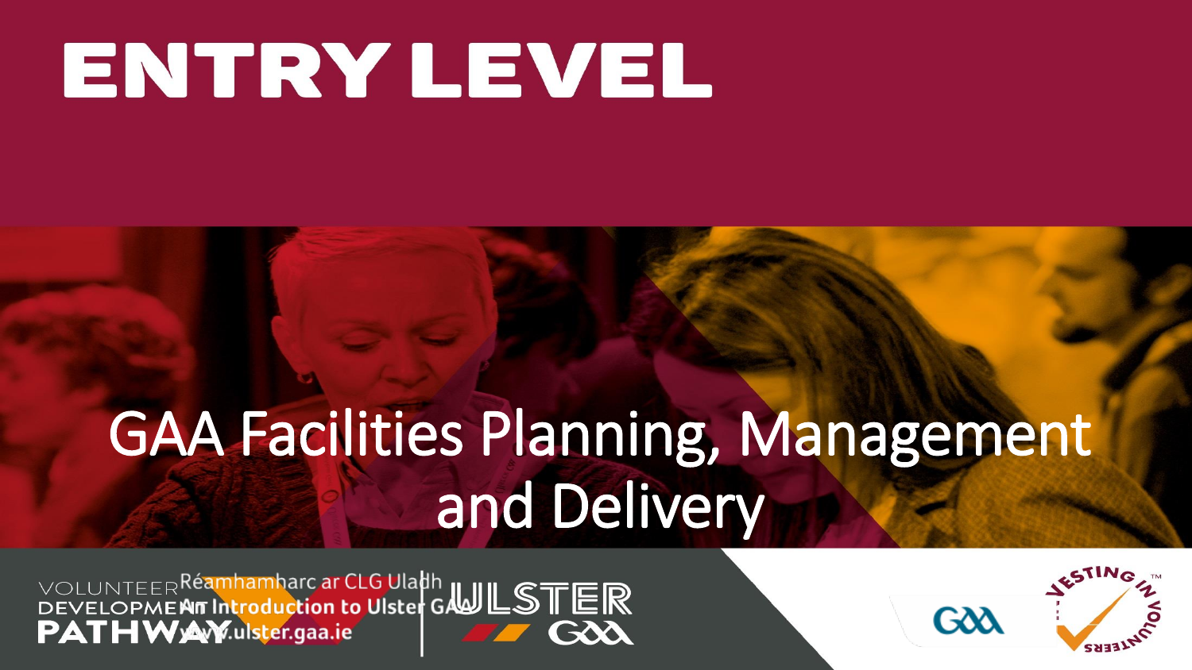# ENTRY LEVEL

## GAA Facilities Planning, Management and Delivery

VOLUNTEER DEVELOPMENT PATHWAY

Réamhamharc ar CLG Uladh
An Introduction to Ulster GAA
www.ulster.gaa.ie

ULSTER GAA

GAA

VESTING IN VOLUNTEERS™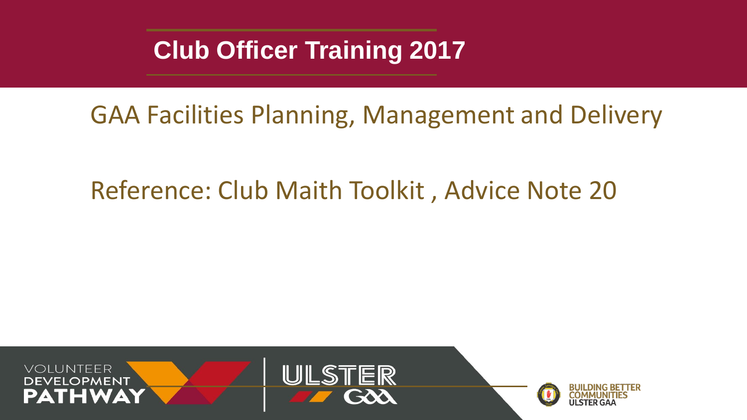# Club Officer Training 2017

## GAA Facilities Planning, Management and Delivery

Reference: Club Maith Toolkit , Advice Note 20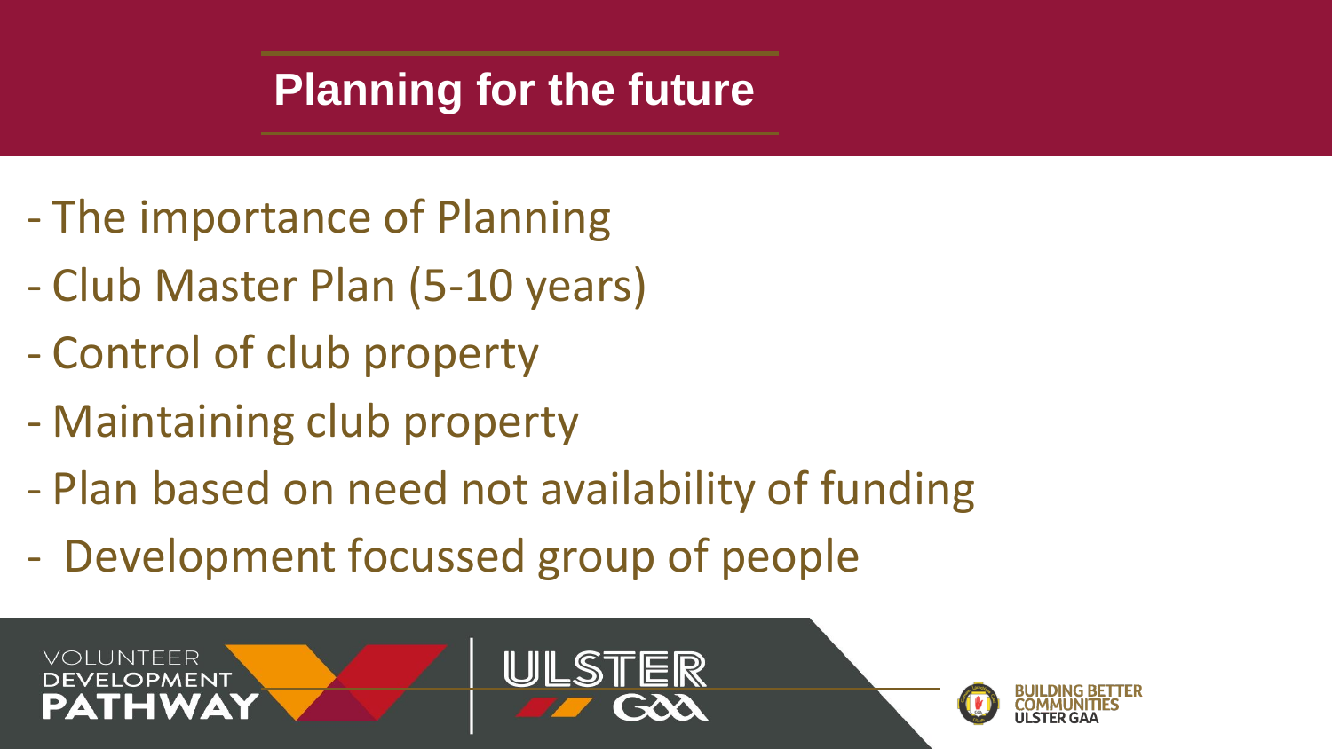# Planning for the future

- The importance of Planning
- Club Master Plan (5-10 years)
- Control of club property
- Maintaining club property
- Plan based on need not availability of funding
- Development focussed group of people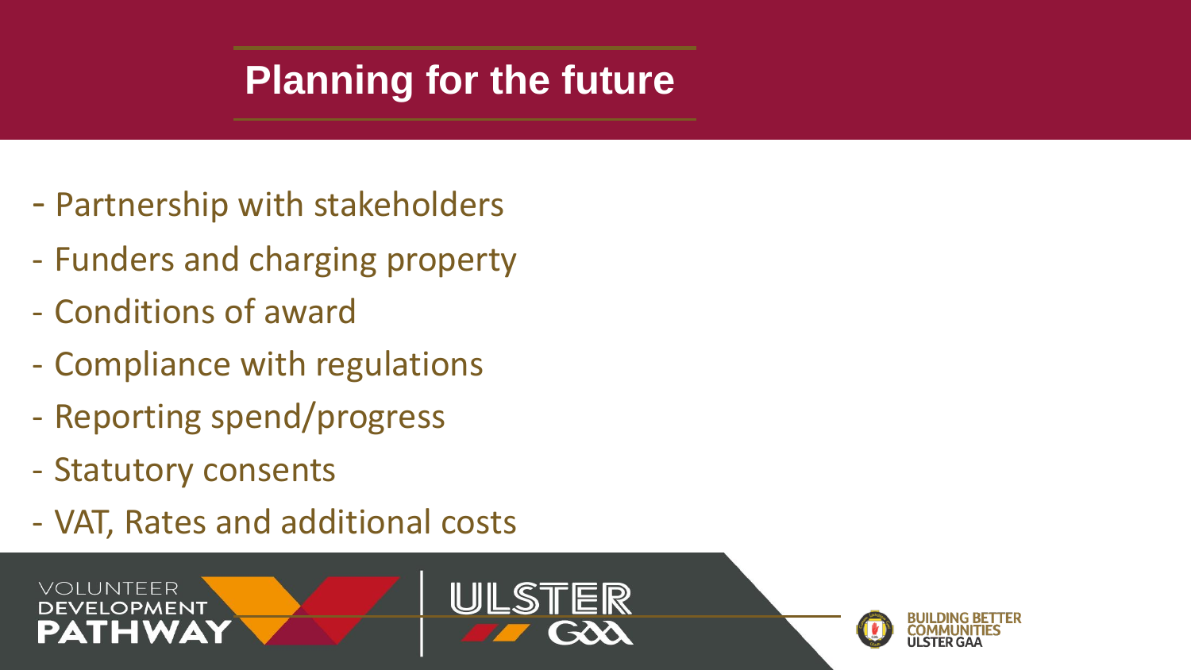# Planning for the future

- Partnership with stakeholders
- Funders and charging property
- Conditions of award
- Compliance with regulations
- Reporting spend/progress
- Statutory consents
- VAT, Rates and additional costs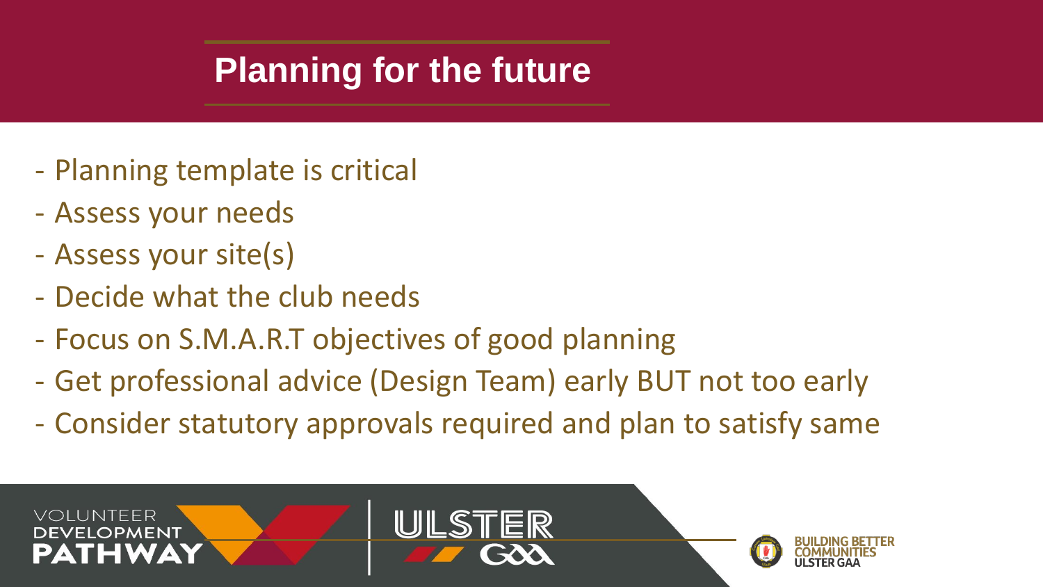# Planning for the future

- Planning template is critical
- Assess your needs
- Assess your site(s)
- Decide what the club needs
- Focus on S.M.A.R.T objectives of good planning
- Get professional advice (Design Team) early BUT not too early
- Consider statutory approvals required and plan to satisfy same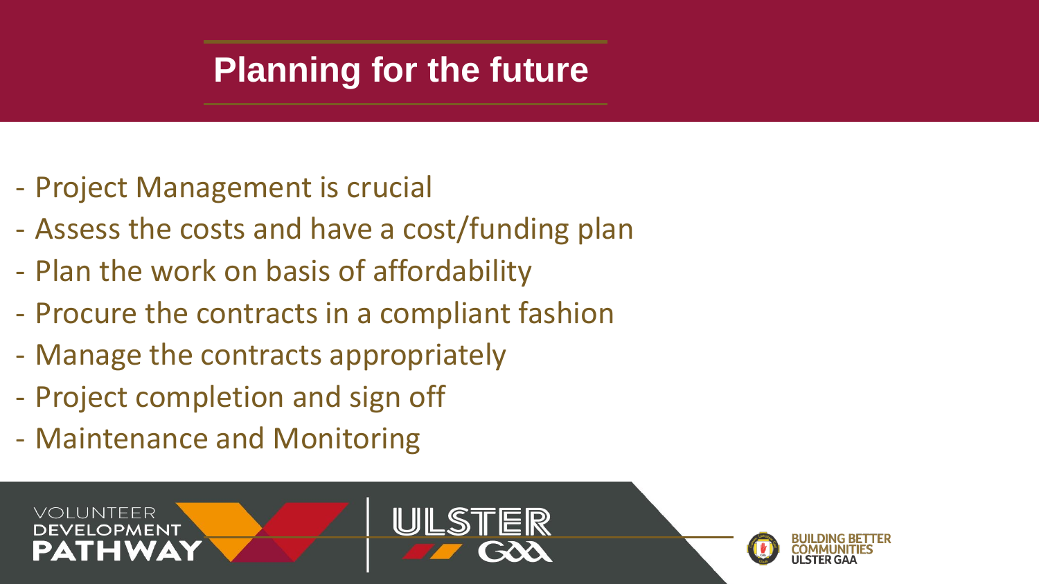# Planning for the future

- Project Management is crucial
- Assess the costs and have a cost/funding plan
- Plan the work on basis of affordability
- Procure the contracts in a compliant fashion
- Manage the contracts appropriately
- Project completion and sign off
- Maintenance and Monitoring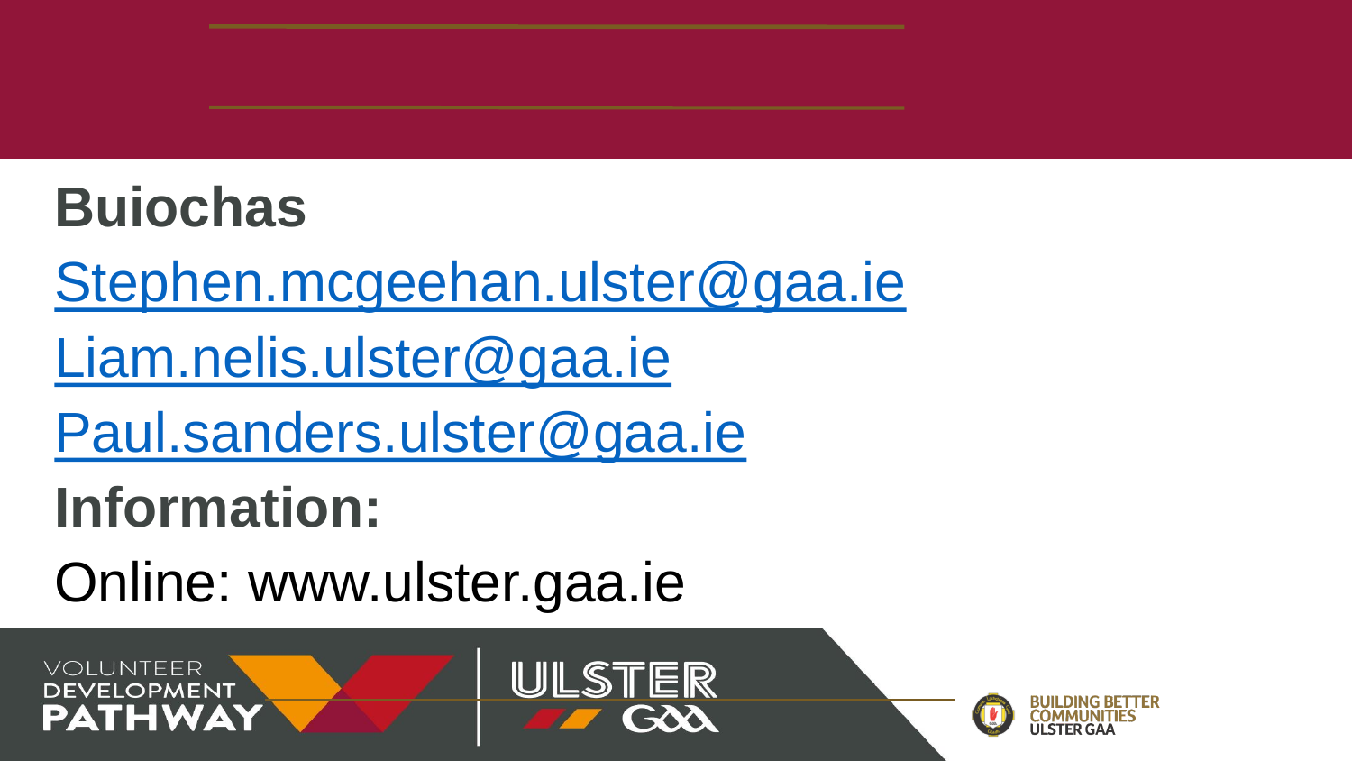**Buiochas**

Stephen.mcgeehan.ulster@gaa.ie

Liam.nelis.ulster@gaa.ie

Paul.sanders.ulster@gaa.ie

**Information:**

Online: www.ulster.gaa.ie